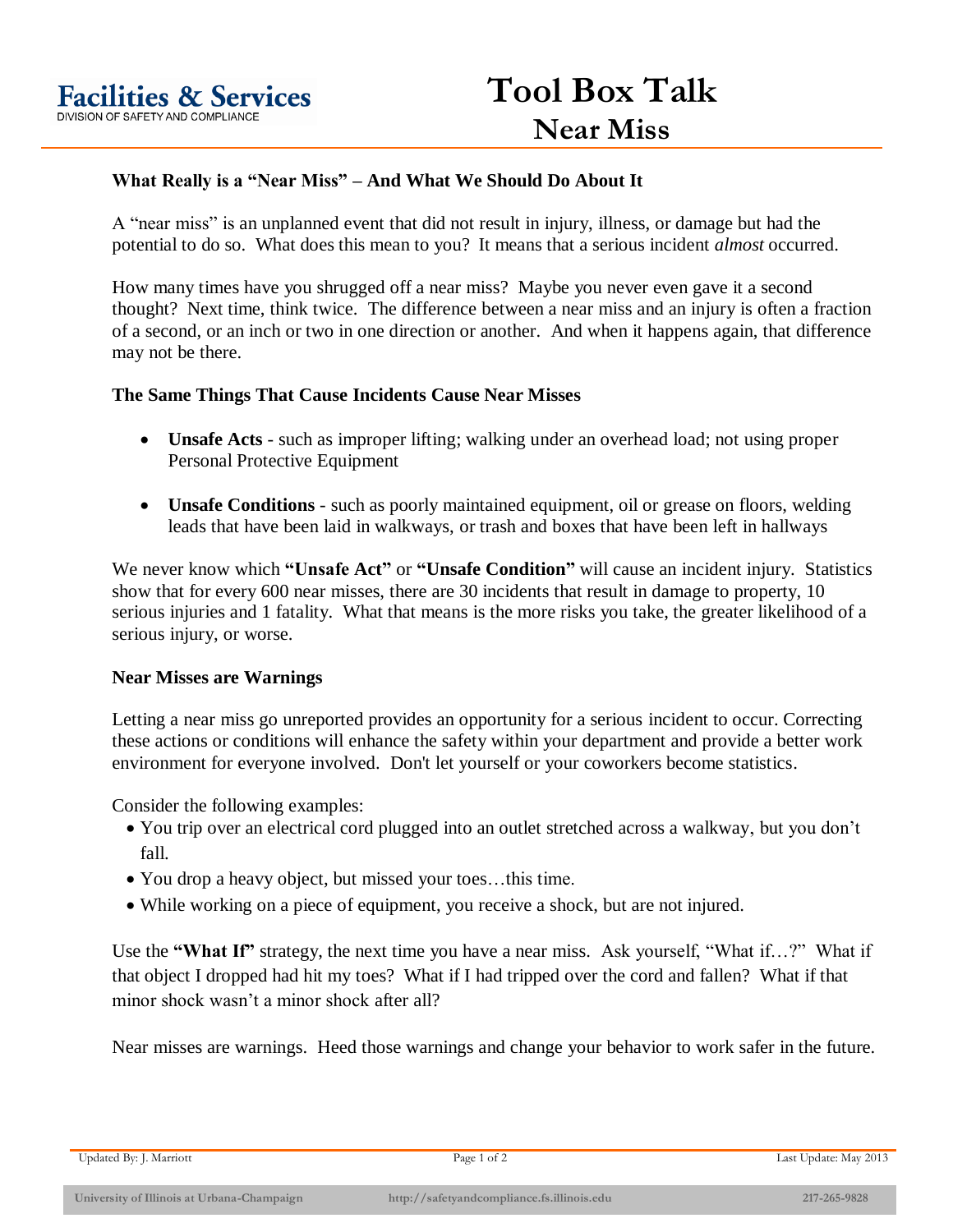Facilities & Services
DIVISION OF SAFETY AND COMPLIANCE

# Tool Box Talk
## Near Miss

### What Really is a "Near Miss" – And What We Should Do About It

A "near miss" is an unplanned event that did not result in injury, illness, or damage but had the potential to do so. What does this mean to you? It means that a serious incident *almost* occurred.

How many times have you shrugged off a near miss? Maybe you never even gave it a second thought? Next time, think twice. The difference between a near miss and an injury is often a fraction of a second, or an inch or two in one direction or another. And when it happens again, that difference may not be there.

### The Same Things That Cause Incidents Cause Near Misses

- **Unsafe Acts** - such as improper lifting; walking under an overhead load; not using proper Personal Protective Equipment
- **Unsafe Conditions** - such as poorly maintained equipment, oil or grease on floors, welding leads that have been laid in walkways, or trash and boxes that have been left in hallways

We never know which **"Unsafe Act"** or **"Unsafe Condition"** will cause an incident injury. Statistics show that for every 600 near misses, there are 30 incidents that result in damage to property, 10 serious injuries and 1 fatality. What that means is the more risks you take, the greater likelihood of a serious injury, or worse.

### Near Misses are Warnings

Letting a near miss go unreported provides an opportunity for a serious incident to occur. Correcting these actions or conditions will enhance the safety within your department and provide a better work environment for everyone involved. Don't let yourself or your coworkers become statistics.

Consider the following examples:

- You trip over an electrical cord plugged into an outlet stretched across a walkway, but you don't fall.
- You drop a heavy object, but missed your toes…this time.
- While working on a piece of equipment, you receive a shock, but are not injured.

Use the **"What If"** strategy, the next time you have a near miss. Ask yourself, "What if…?" What if that object I dropped had hit my toes? What if I had tripped over the cord and fallen? What if that minor shock wasn't a minor shock after all?

Near misses are warnings. Heed those warnings and change your behavior to work safer in the future.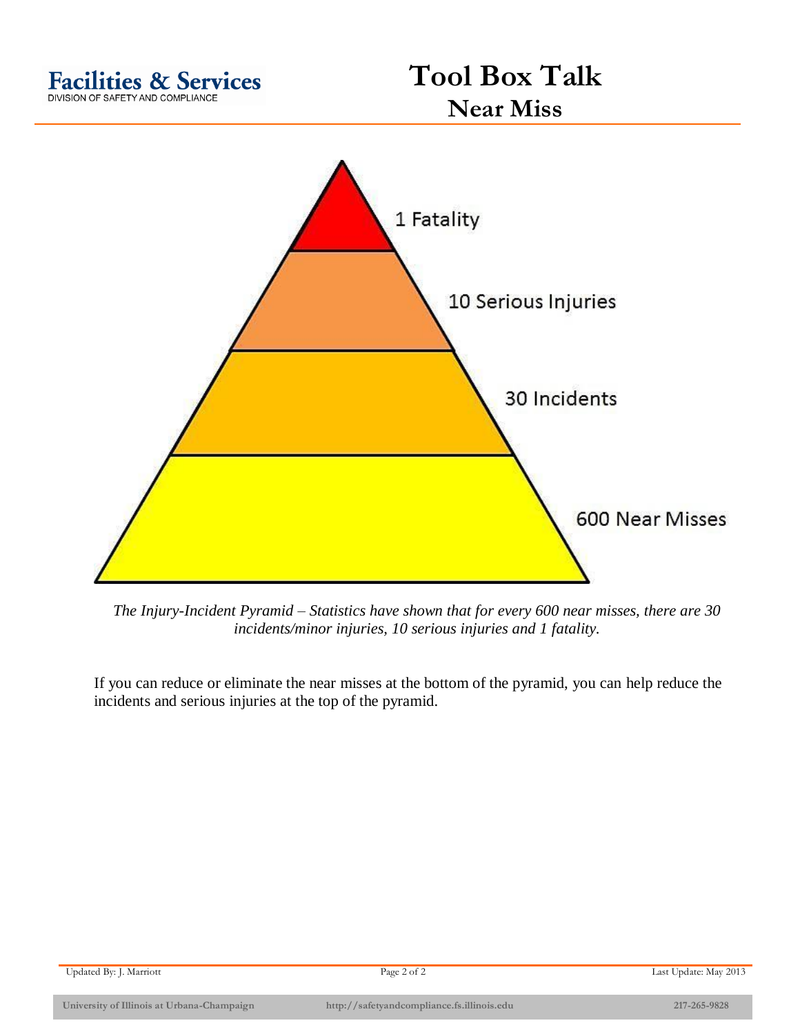# Tool Box Talk

## Near Miss

1 Fatality

10 Serious Injuries

30 Incidents

600 Near Misses

*The Injury-Incident Pyramid – Statistics have shown that for every 600 near misses, there are 30 incidents/minor injuries, 10 serious injuries and 1 fatality.*

If you can reduce or eliminate the near misses at the bottom of the pyramid, you can help reduce the incidents and serious injuries at the top of the pyramid.